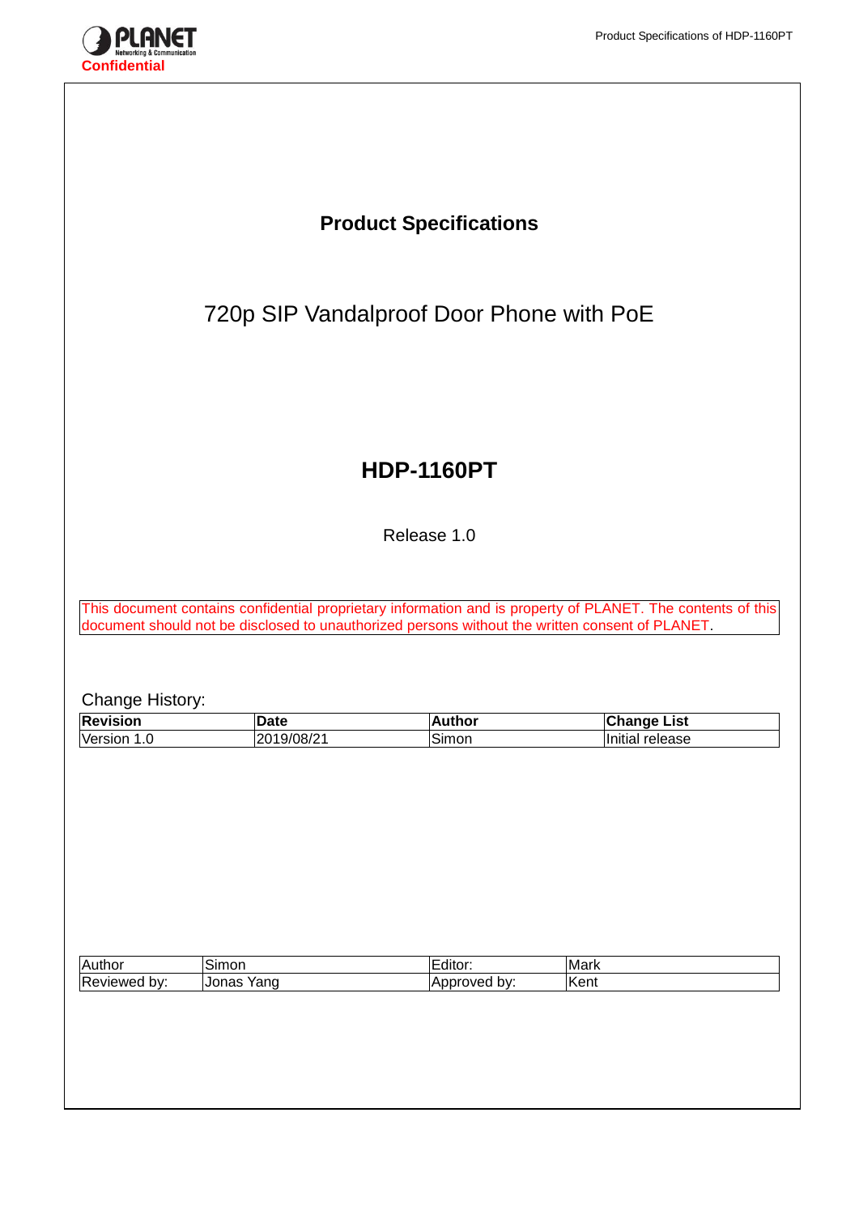**Confidential**

# Product Specifications

## 720p SIP Vandalproof Door Phone with PoE

# HDP-1160PT

Release 1.0

This document contains confidential proprietary information and is property of PLANET. The contents of this document should not be disclosed to unauthorized persons without the written consent of PLANET.

Change History:

| Revision | Date | Author | Change List |
|---|---|---|---|
| Version 1.0 | 2019/08/21 | Simon | Initial release |

| Author | Simon | Editor: | Mark |
|---|---|---|---|
| Reviewed by: | Jonas Yang | Approved by: | Kent |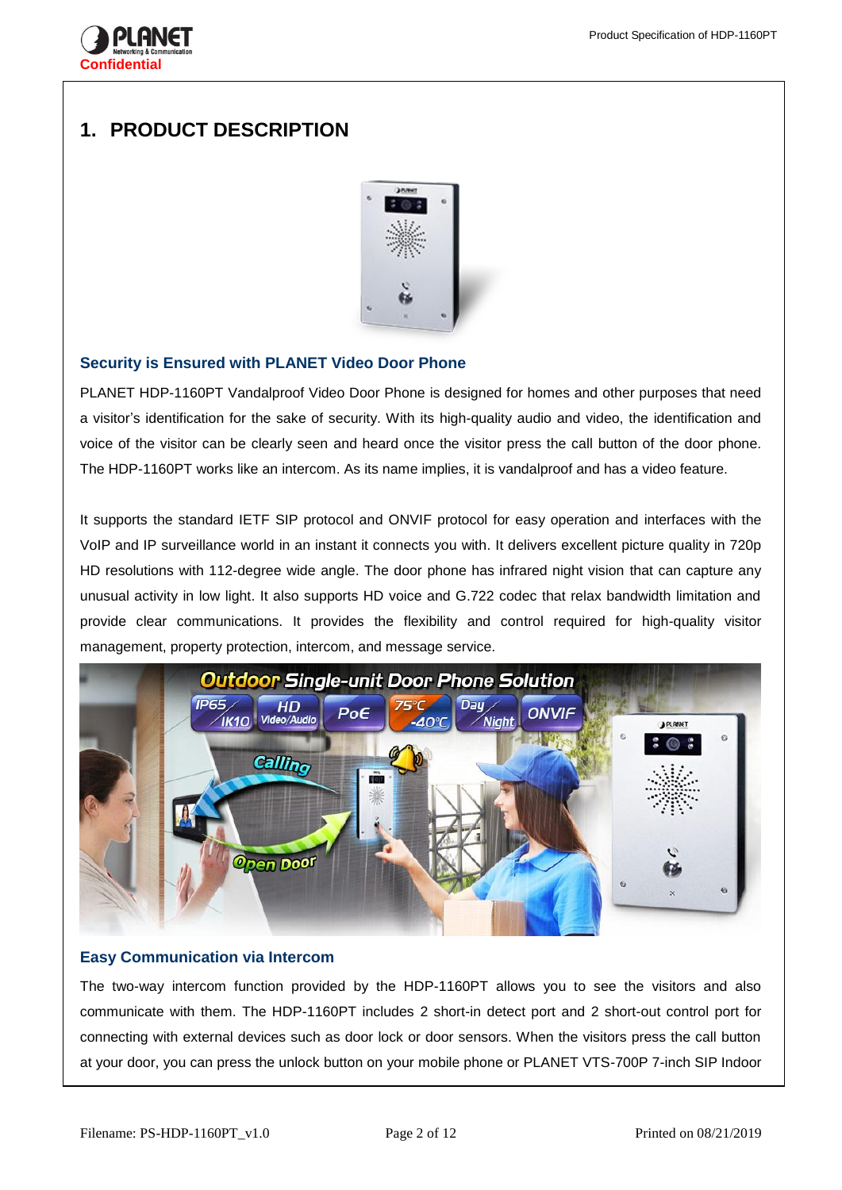# 1. PRODUCT DESCRIPTION

### Security is Ensured with PLANET Video Door Phone

PLANET HDP-1160PT Vandalproof Video Door Phone is designed for homes and other purposes that need a visitor's identification for the sake of security. With its high-quality audio and video, the identification and voice of the visitor can be clearly seen and heard once the visitor press the call button of the door phone. The HDP-1160PT works like an intercom. As its name implies, it is vandalproof and has a video feature.

It supports the standard IETF SIP protocol and ONVIF protocol for easy operation and interfaces with the VoIP and IP surveillance world in an instant it connects you with. It delivers excellent picture quality in 720p HD resolutions with 112-degree wide angle. The door phone has infrared night vision that can capture any unusual activity in low light. It also supports HD voice and G.722 codec that relax bandwidth limitation and provide clear communications. It provides the flexibility and control required for high-quality visitor management, property protection, intercom, and message service.

### Easy Communication via Intercom

The two-way intercom function provided by the HDP-1160PT allows you to see the visitors and also communicate with them. The HDP-1160PT includes 2 short-in detect port and 2 short-out control port for connecting with external devices such as door lock or door sensors. When the visitors press the call button at your door, you can press the unlock button on your mobile phone or PLANET VTS-700P 7-inch SIP Indoor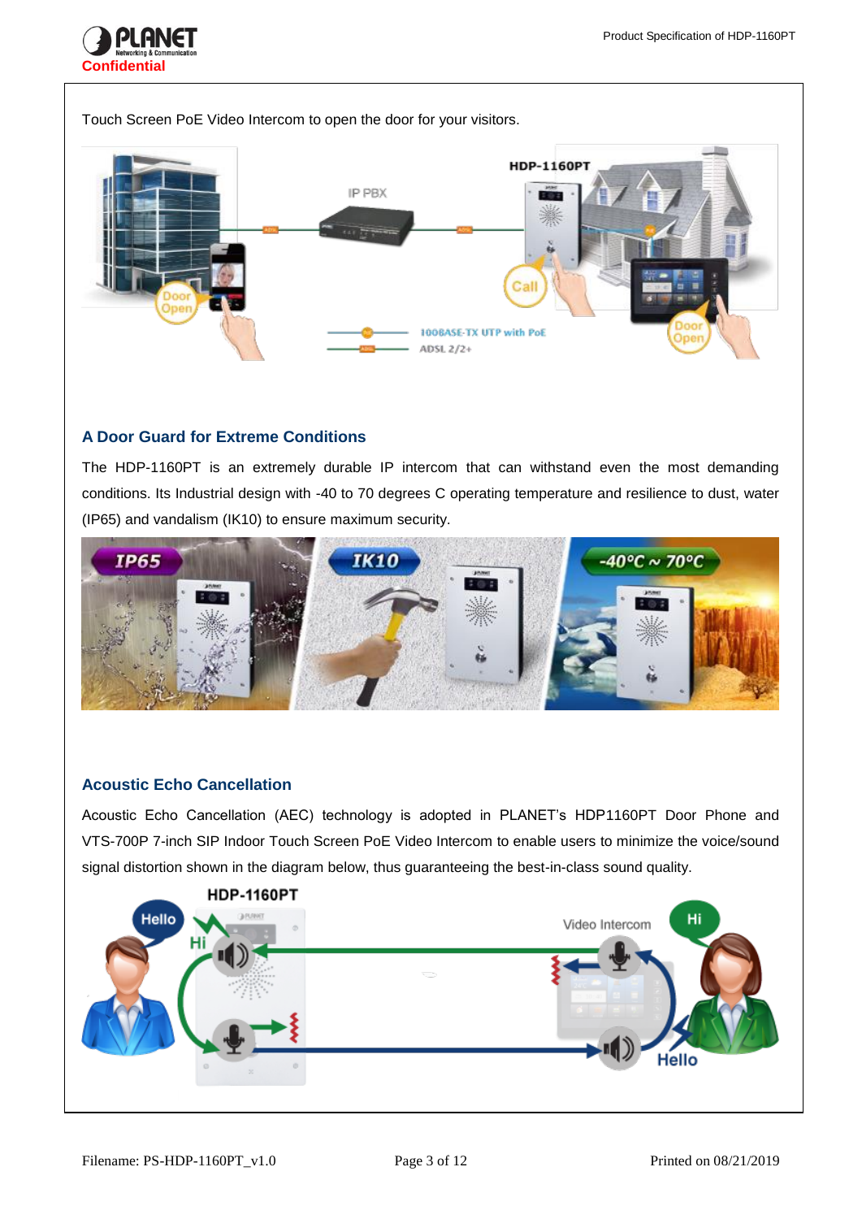Touch Screen PoE Video Intercom to open the door for your visitors.

### A Door Guard for Extreme Conditions

The HDP-1160PT is an extremely durable IP intercom that can withstand even the most demanding conditions. Its Industrial design with -40 to 70 degrees C operating temperature and resilience to dust, water (IP65) and vandalism (IK10) to ensure maximum security.

### Acoustic Echo Cancellation

Acoustic Echo Cancellation (AEC) technology is adopted in PLANET's HDP1160PT Door Phone and VTS-700P 7-inch SIP Indoor Touch Screen PoE Video Intercom to enable users to minimize the voice/sound signal distortion shown in the diagram below, thus guaranteeing the best-in-class sound quality.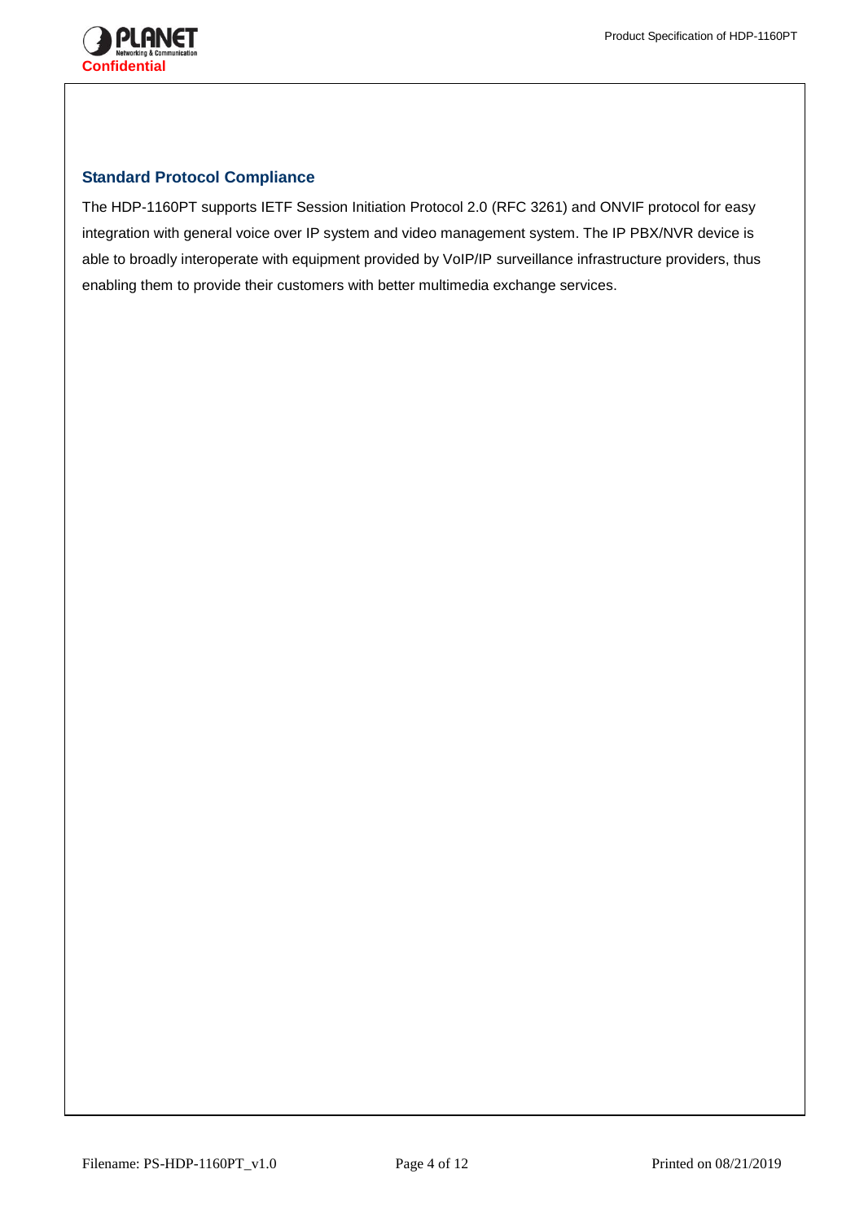## Standard Protocol Compliance

The HDP-1160PT supports IETF Session Initiation Protocol 2.0 (RFC 3261) and ONVIF protocol for easy integration with general voice over IP system and video management system. The IP PBX/NVR device is able to broadly interoperate with equipment provided by VoIP/IP surveillance infrastructure providers, thus enabling them to provide their customers with better multimedia exchange services.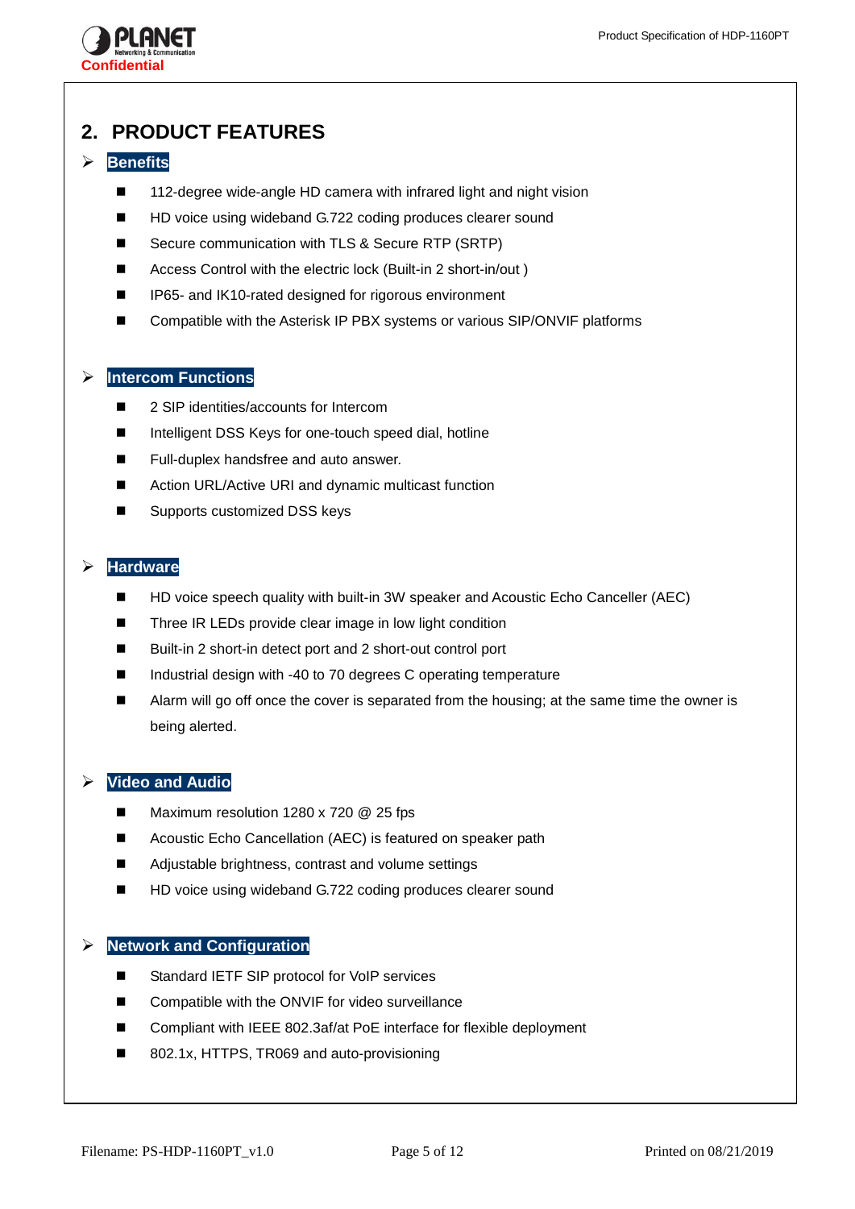## 2. PRODUCT FEATURES

### Benefits

- 112-degree wide-angle HD camera with infrared light and night vision
- HD voice using wideband G.722 coding produces clearer sound
- Secure communication with TLS & Secure RTP (SRTP)
- Access Control with the electric lock (Built-in 2 short-in/out )
- IP65- and IK10-rated designed for rigorous environment
- Compatible with the Asterisk IP PBX systems or various SIP/ONVIF platforms

### Intercom Functions

- 2 SIP identities/accounts for Intercom
- Intelligent DSS Keys for one-touch speed dial, hotline
- Full-duplex handsfree and auto answer.
- Action URL/Active URI and dynamic multicast function
- Supports customized DSS keys

### Hardware

- HD voice speech quality with built-in 3W speaker and Acoustic Echo Canceller (AEC)
- Three IR LEDs provide clear image in low light condition
- Built-in 2 short-in detect port and 2 short-out control port
- Industrial design with -40 to 70 degrees C operating temperature
- Alarm will go off once the cover is separated from the housing; at the same time the owner is being alerted.

### Video and Audio

- Maximum resolution 1280 x 720 @ 25 fps
- Acoustic Echo Cancellation (AEC) is featured on speaker path
- Adjustable brightness, contrast and volume settings
- HD voice using wideband G.722 coding produces clearer sound

### Network and Configuration

- Standard IETF SIP protocol for VoIP services
- Compatible with the ONVIF for video surveillance
- Compliant with IEEE 802.3af/at PoE interface for flexible deployment
- 802.1x, HTTPS, TR069 and auto-provisioning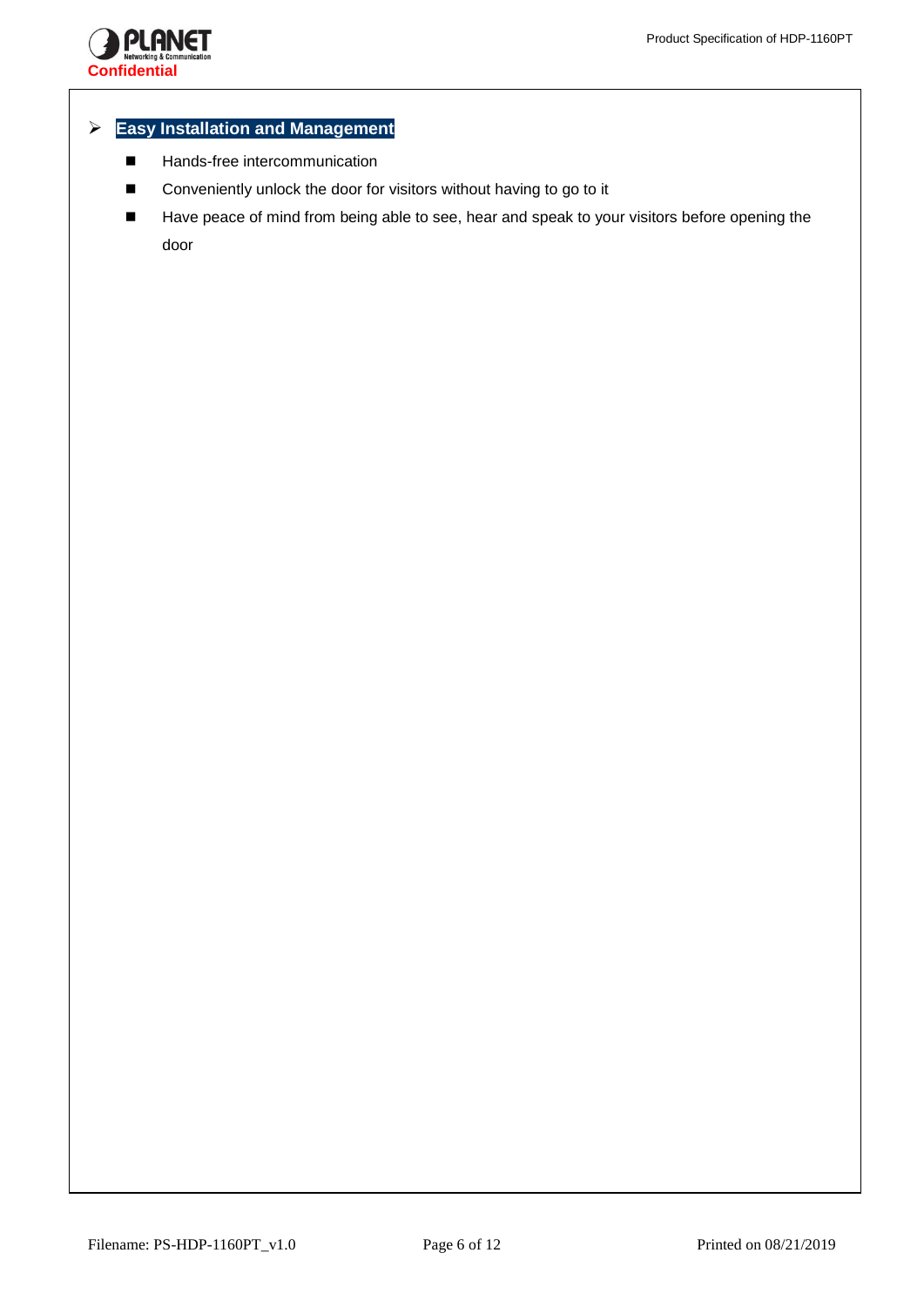## Easy Installation and Management

- Hands-free intercommunication
- Conveniently unlock the door for visitors without having to go to it
- Have peace of mind from being able to see, hear and speak to your visitors before opening the door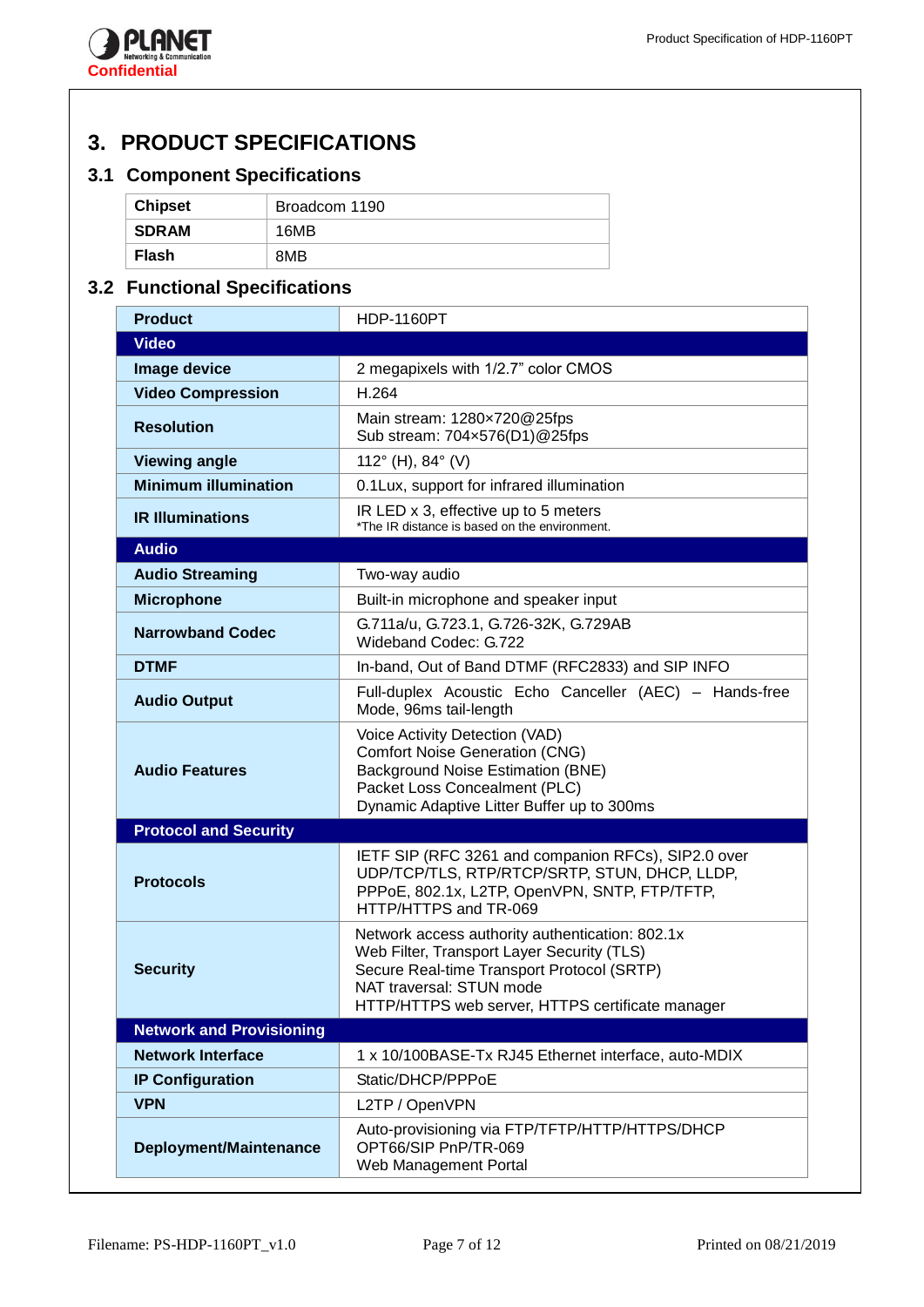# 3. PRODUCT SPECIFICATIONS

## 3.1 Component Specifications

| | |
|---|---|
| **Chipset** | Broadcom 1190 |
| **SDRAM** | 16MB |
| **Flash** | 8MB |

## 3.2 Functional Specifications

| **Product** | HDP-1160PT |
|---|---|
| **Video** | |
| **Image device** | 2 megapixels with 1/2.7" color CMOS |
| **Video Compression** | H.264 |
| **Resolution** | Main stream: 1280×720@25fps<br>Sub stream: 704×576(D1)@25fps |
| **Viewing angle** | 112° (H), 84° (V) |
| **Minimum illumination** | 0.1Lux, support for infrared illumination |
| **IR Illuminations** | IR LED x 3, effective up to 5 meters<br>*The IR distance is based on the environment. |
| **Audio** | |
| **Audio Streaming** | Two-way audio |
| **Microphone** | Built-in microphone and speaker input |
| **Narrowband Codec** | G.711a/u, G.723.1, G.726-32K, G.729AB<br>Wideband Codec: G.722 |
| **DTMF** | In-band, Out of Band DTMF (RFC2833) and SIP INFO |
| **Audio Output** | Full-duplex Acoustic Echo Canceller (AEC) – Hands-free Mode, 96ms tail-length |
| **Audio Features** | Voice Activity Detection (VAD)<br>Comfort Noise Generation (CNG)<br>Background Noise Estimation (BNE)<br>Packet Loss Concealment (PLC)<br>Dynamic Adaptive Litter Buffer up to 300ms |
| **Protocol and Security** | |
| **Protocols** | IETF SIP (RFC 3261 and companion RFCs), SIP2.0 over UDP/TCP/TLS, RTP/RTCP/SRTP, STUN, DHCP, LLDP, PPPoE, 802.1x, L2TP, OpenVPN, SNTP, FTP/TFTP, HTTP/HTTPS and TR-069 |
| **Security** | Network access authority authentication: 802.1x<br>Web Filter, Transport Layer Security (TLS)<br>Secure Real-time Transport Protocol (SRTP)<br>NAT traversal: STUN mode<br>HTTP/HTTPS web server, HTTPS certificate manager |
| **Network and Provisioning** | |
| **Network Interface** | 1 x 10/100BASE-Tx RJ45 Ethernet interface, auto-MDIX |
| **IP Configuration** | Static/DHCP/PPPoE |
| **VPN** | L2TP / OpenVPN |
| **Deployment/Maintenance** | Auto-provisioning via FTP/TFTP/HTTP/HTTPS/DHCP OPT66/SIP PnP/TR-069<br>Web Management Portal |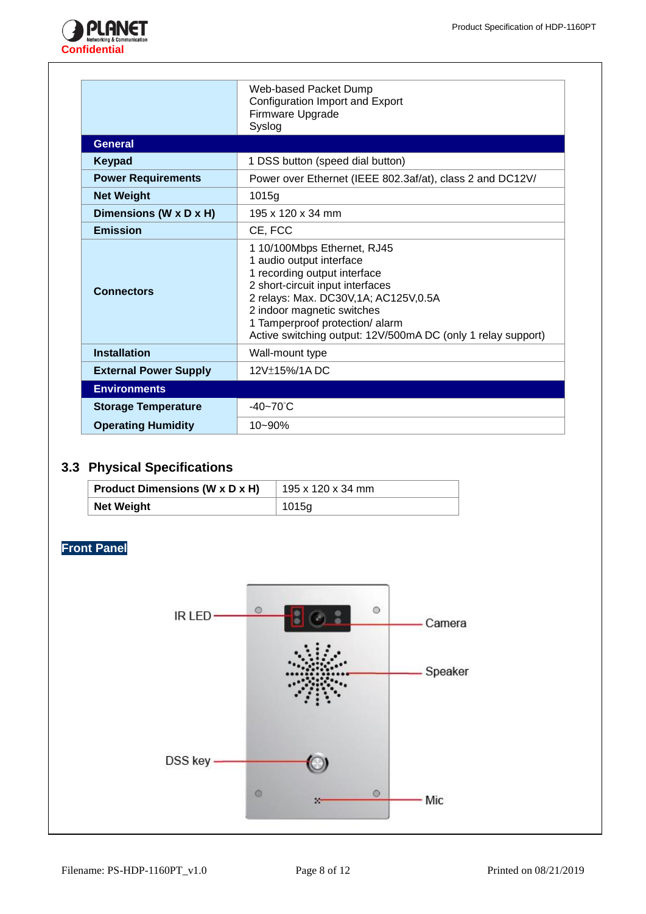| | |
|---|---|
| | Web-based Packet Dump<br>Configuration Import and Export<br>Firmware Upgrade<br>Syslog |
| **General** | |
| **Keypad** | 1 DSS button (speed dial button) |
| **Power Requirements** | Power over Ethernet (IEEE 802.3af/at), class 2 and DC12V/ |
| **Net Weight** | 1015g |
| **Dimensions (W x D x H)** | 195 x 120 x 34 mm |
| **Emission** | CE, FCC |
| **Connectors** | 1 10/100Mbps Ethernet, RJ45<br>1 audio output interface<br>1 recording output interface<br>2 short-circuit input interfaces<br>2 relays: Max. DC30V,1A; AC125V,0.5A<br>2 indoor magnetic switches<br>1 Tamperproof protection/ alarm<br>Active switching output: 12V/500mA DC (only 1 relay support) |
| **Installation** | Wall-mount type |
| **External Power Supply** | 12V±15%/1A DC |
| **Environments** | |
| **Storage Temperature** | -40~70°C |
| **Operating Humidity** | 10~90% |

## 3.3 Physical Specifications

| | |
|---|---|
| **Product Dimensions (W x D x H)** | 195 x 120 x 34 mm |
| **Net Weight** | 1015g |

**Front Panel**

IR LED

Camera

Speaker

DSS key

Mic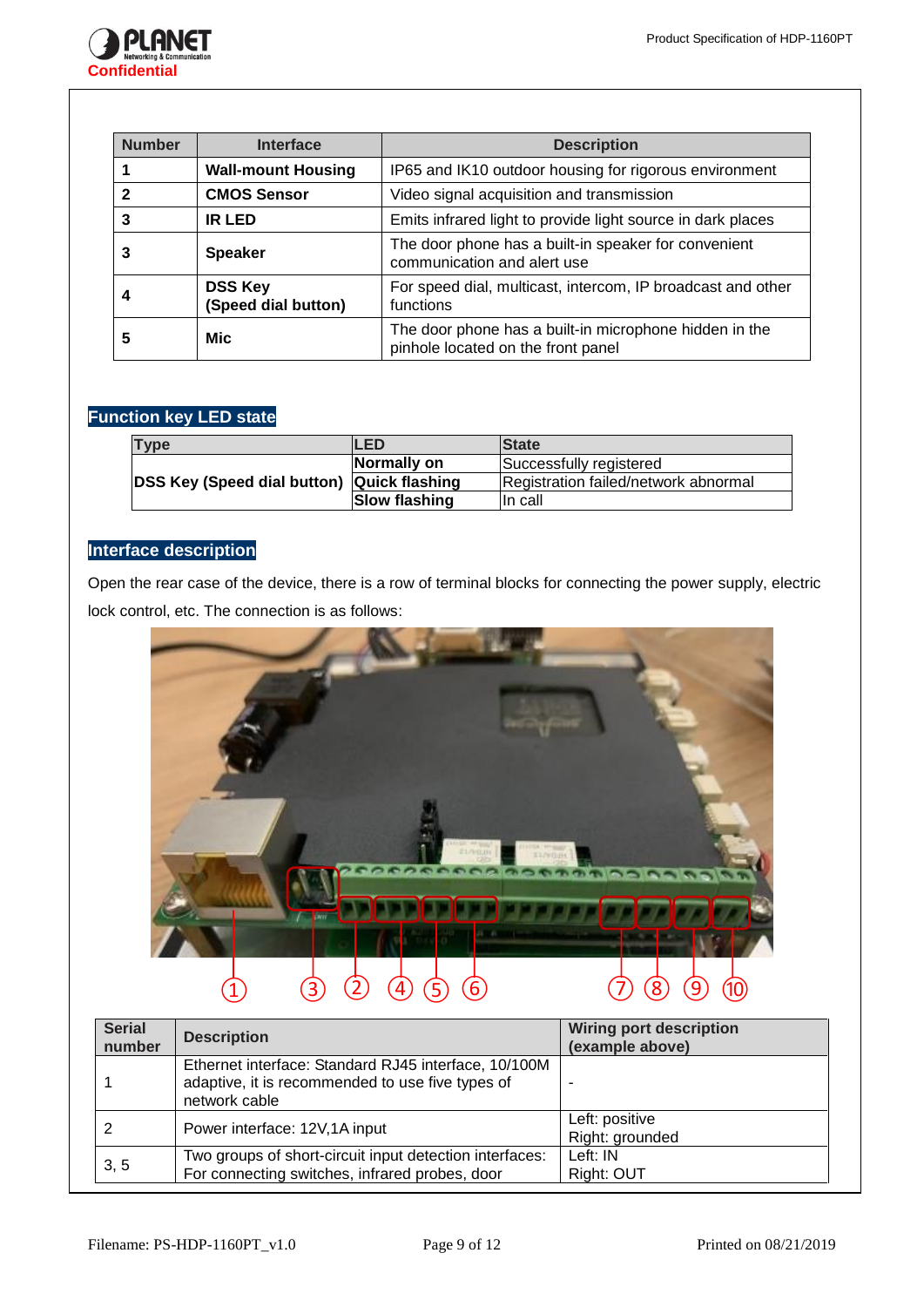| Number | Interface | Description |
|---|---|---|
| 1 | **Wall-mount Housing** | IP65 and IK10 outdoor housing for rigorous environment |
| 2 | **CMOS Sensor** | Video signal acquisition and transmission |
| 3 | **IR LED** | Emits infrared light to provide light source in dark places |
| 3 | **Speaker** | The door phone has a built-in speaker for convenient communication and alert use |
| 4 | **DSS Key (Speed dial button)** | For speed dial, multicast, intercom, IP broadcast and other functions |
| 5 | **Mic** | The door phone has a built-in microphone hidden in the pinhole located on the front panel |

## Function key LED state

| Type | LED | State |
|---|---|---|
| **DSS Key (Speed dial button)** | **Normally on** | Successfully registered |
| | **Quick flashing** | Registration failed/network abnormal |
| | **Slow flashing** | In call |

## Interface description

Open the rear case of the device, there is a row of terminal blocks for connecting the power supply, electric lock control, etc. The connection is as follows:

①　③　②　④　⑤　⑥　⑦　⑧　⑨　⑩

| Serial number | Description | Wiring port description (example above) |
|---|---|---|
| 1 | Ethernet interface: Standard RJ45 interface, 10/100M adaptive, it is recommended to use five types of network cable | - |
| 2 | Power interface: 12V,1A input | Left: positive<br>Right: grounded |
| 3, 5 | Two groups of short-circuit input detection interfaces: For connecting switches, infrared probes, door | Left: IN<br>Right: OUT |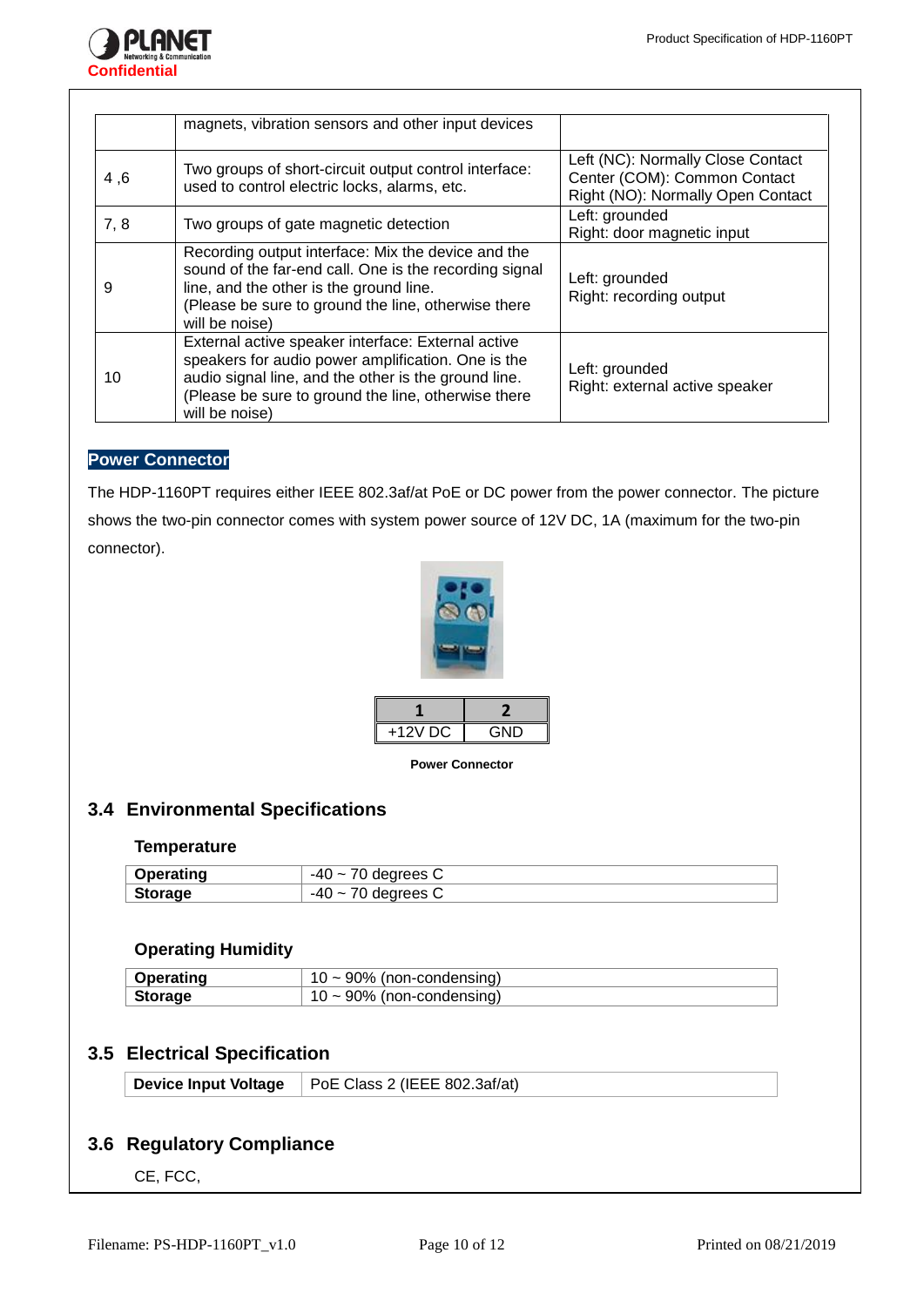|  | magnets, vibration sensors and other input devices |  |
|---|---|---|
| 4 ,6 | Two groups of short-circuit output control interface: used to control electric locks, alarms, etc. | Left (NC): Normally Close Contact<br>Center (COM): Common Contact<br>Right (NO): Normally Open Contact |
| 7, 8 | Two groups of gate magnetic detection | Left: grounded<br>Right: door magnetic input |
| 9 | Recording output interface: Mix the device and the sound of the far-end call. One is the recording signal line, and the other is the ground line.<br>(Please be sure to ground the line, otherwise there will be noise) | Left: grounded<br>Right: recording output |
| 10 | External active speaker interface: External active speakers for audio power amplification. One is the audio signal line, and the other is the ground line.<br>(Please be sure to ground the line, otherwise there will be noise) | Left: grounded<br>Right: external active speaker |

**Power Connector**

The HDP-1160PT requires either IEEE 802.3af/at PoE or DC power from the power connector. The picture shows the two-pin connector comes with system power source of 12V DC, 1A (maximum for the two-pin connector).

| 1 | 2 |
|---|---|
| +12V DC | GND |

**Power Connector**

## 3.4 Environmental Specifications

### Temperature

| **Operating** | -40 ~ 70 degrees C |
|---|---|
| **Storage** | -40 ~ 70 degrees C |

### Operating Humidity

| **Operating** | 10 ~ 90% (non-condensing) |
|---|---|
| **Storage** | 10 ~ 90% (non-condensing) |

## 3.5 Electrical Specification

| **Device Input Voltage** | PoE Class 2 (IEEE 802.3af/at) |
|---|---|

## 3.6 Regulatory Compliance

CE, FCC,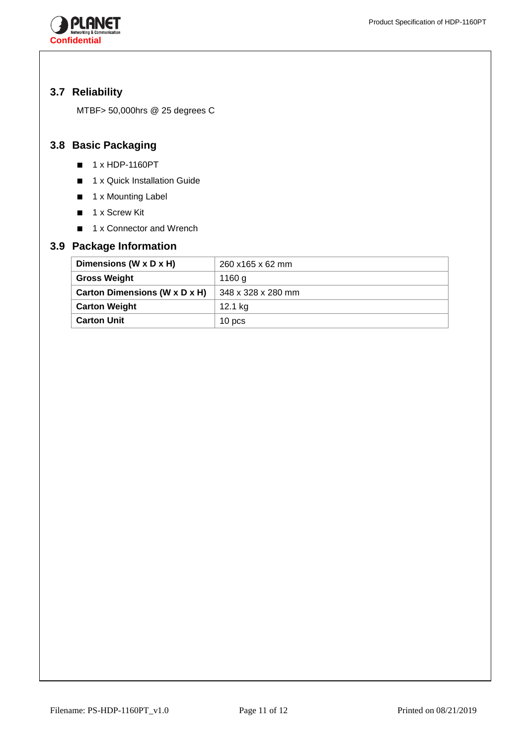## 3.7 Reliability

MTBF> 50,000hrs @ 25 degrees C

## 3.8 Basic Packaging

- 1 x HDP-1160PT
- 1 x Quick Installation Guide
- 1 x Mounting Label
- 1 x Screw Kit
- 1 x Connector and Wrench

## 3.9 Package Information

| **Dimensions (W x D x H)** | 260 x165 x 62 mm |
|---|---|
| **Gross Weight** | 1160 g |
| **Carton Dimensions (W x D x H)** | 348 x 328 x 280 mm |
| **Carton Weight** | 12.1 kg |
| **Carton Unit** | 10 pcs |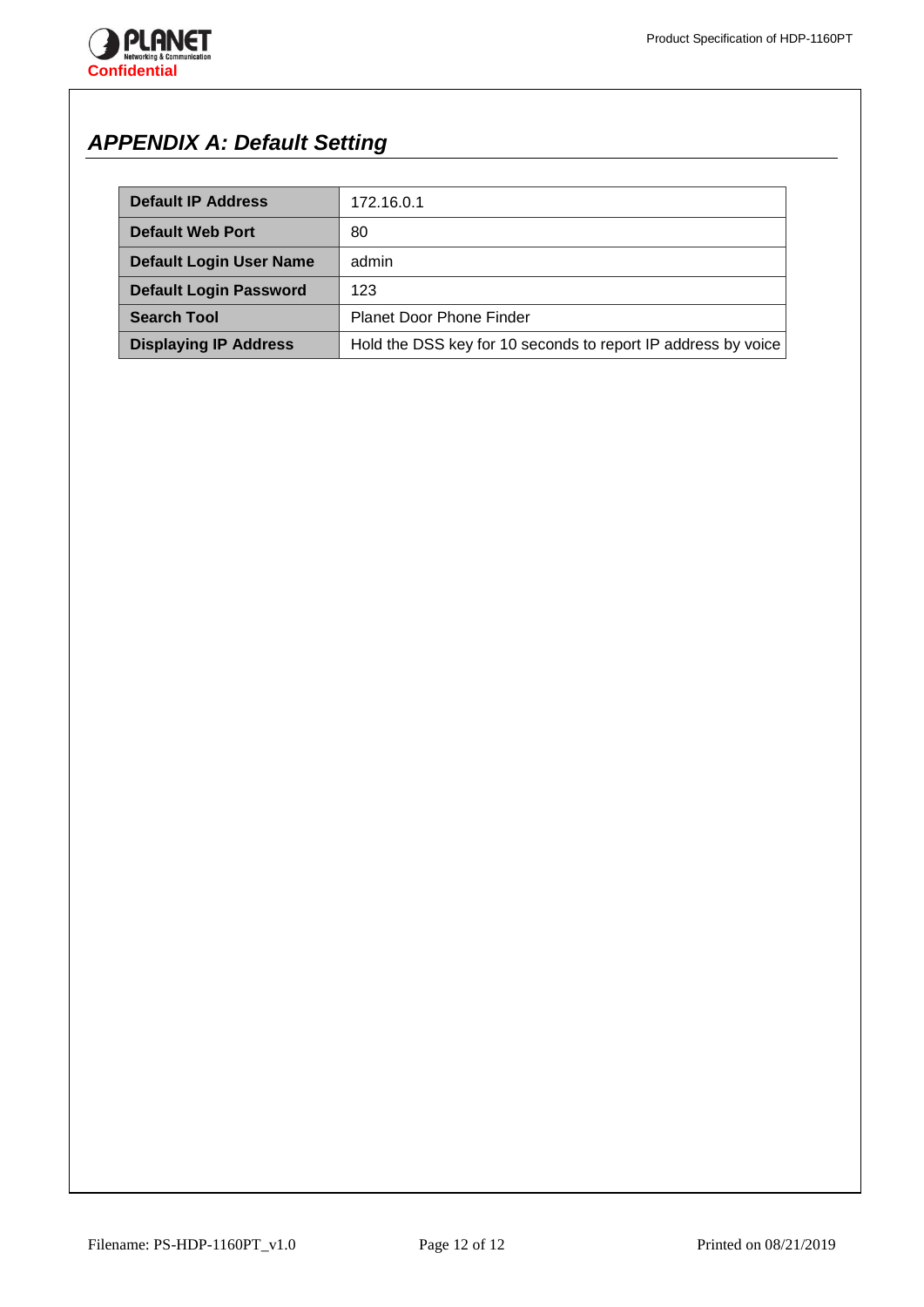## *APPENDIX A: Default Setting*

| | |
|---|---|
| **Default IP Address** | 172.16.0.1 |
| **Default Web Port** | 80 |
| **Default Login User Name** | admin |
| **Default Login Password** | 123 |
| **Search Tool** | Planet Door Phone Finder |
| **Displaying IP Address** | Hold the DSS key for 10 seconds to report IP address by voice |